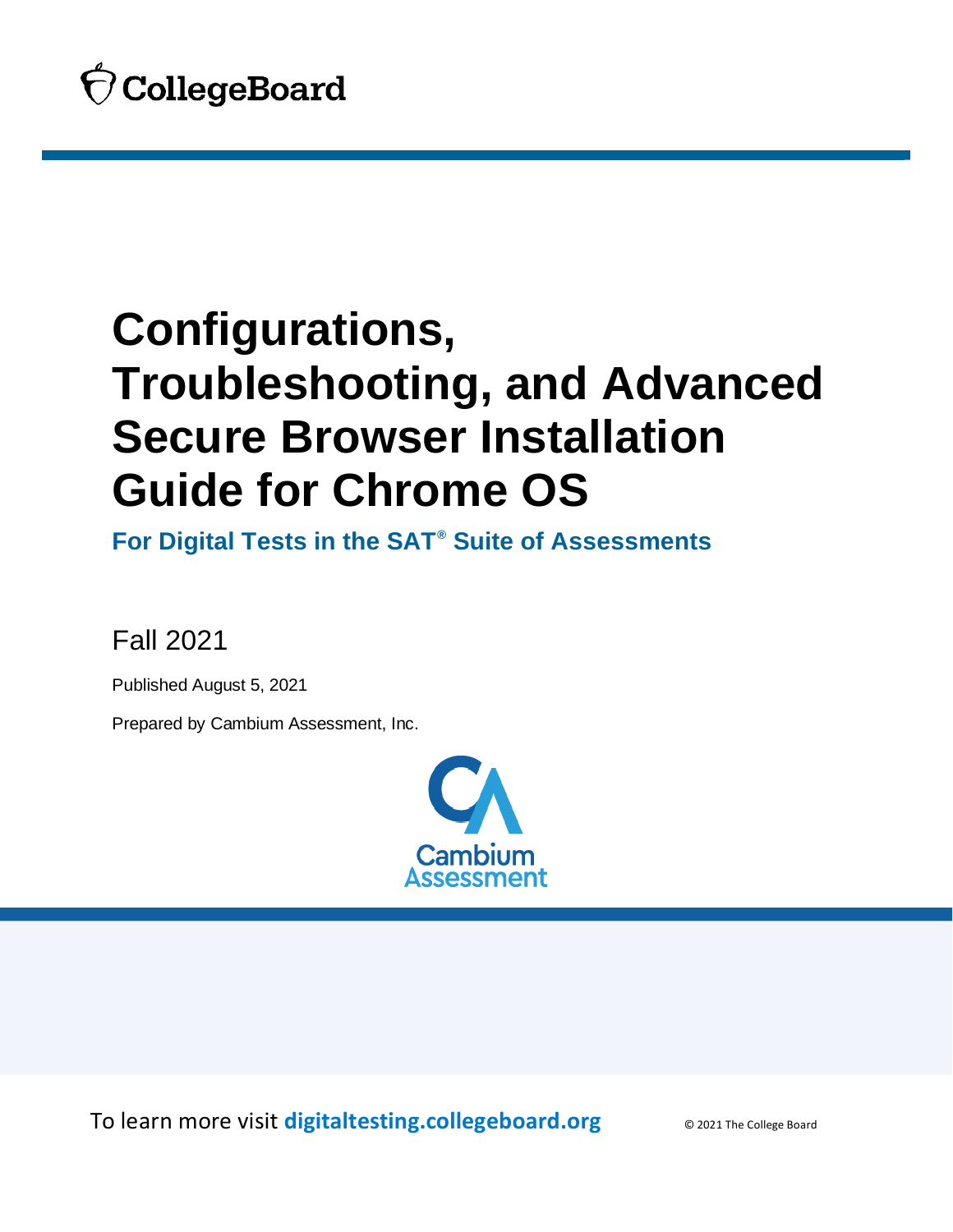CollegeBoard

# Configurations, Troubleshooting, and Advanced Secure Browser Installation Guide for Chrome OS

## For Digital Tests in the SAT® Suite of Assessments

Fall 2021

Published August 5, 2021

Prepared by Cambium Assessment, Inc.

Cambium Assessment

To learn more visit **digitaltesting.collegeboard.org**

© 2021 The College Board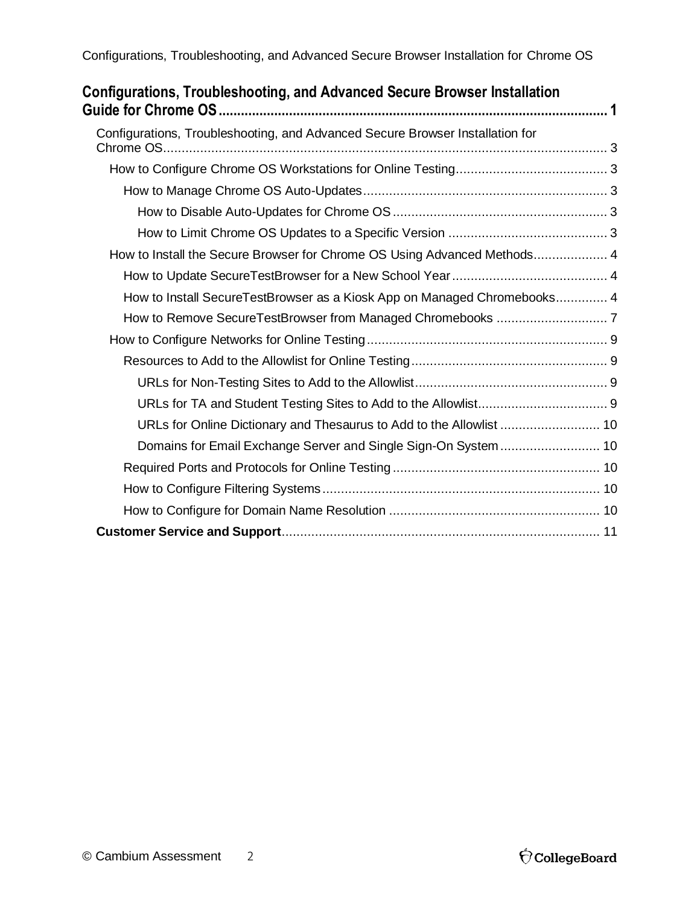**Configurations, Troubleshooting, and Advanced Secure Browser Installation Guide for Chrome OS** .......... 1

- Configurations, Troubleshooting, and Advanced Secure Browser Installation for Chrome OS .......... 3
  - How to Configure Chrome OS Workstations for Online Testing .......... 3
    - How to Manage Chrome OS Auto-Updates .......... 3
      - How to Disable Auto-Updates for Chrome OS .......... 3
      - How to Limit Chrome OS Updates to a Specific Version .......... 3
  - How to Install the Secure Browser for Chrome OS Using Advanced Methods .......... 4
    - How to Update SecureTestBrowser for a New School Year .......... 4
    - How to Install SecureTestBrowser as a Kiosk App on Managed Chromebooks .......... 4
    - How to Remove SecureTestBrowser from Managed Chromebooks .......... 7
  - How to Configure Networks for Online Testing .......... 9
    - Resources to Add to the Allowlist for Online Testing .......... 9
      - URLs for Non-Testing Sites to Add to the Allowlist .......... 9
      - URLs for TA and Student Testing Sites to Add to the Allowlist .......... 9
      - URLs for Online Dictionary and Thesaurus to Add to the Allowlist .......... 10
      - Domains for Email Exchange Server and Single Sign-On System .......... 10
    - Required Ports and Protocols for Online Testing .......... 10
    - How to Configure Filtering Systems .......... 10
    - How to Configure for Domain Name Resolution .......... 10
- **Customer Service and Support** .......... 11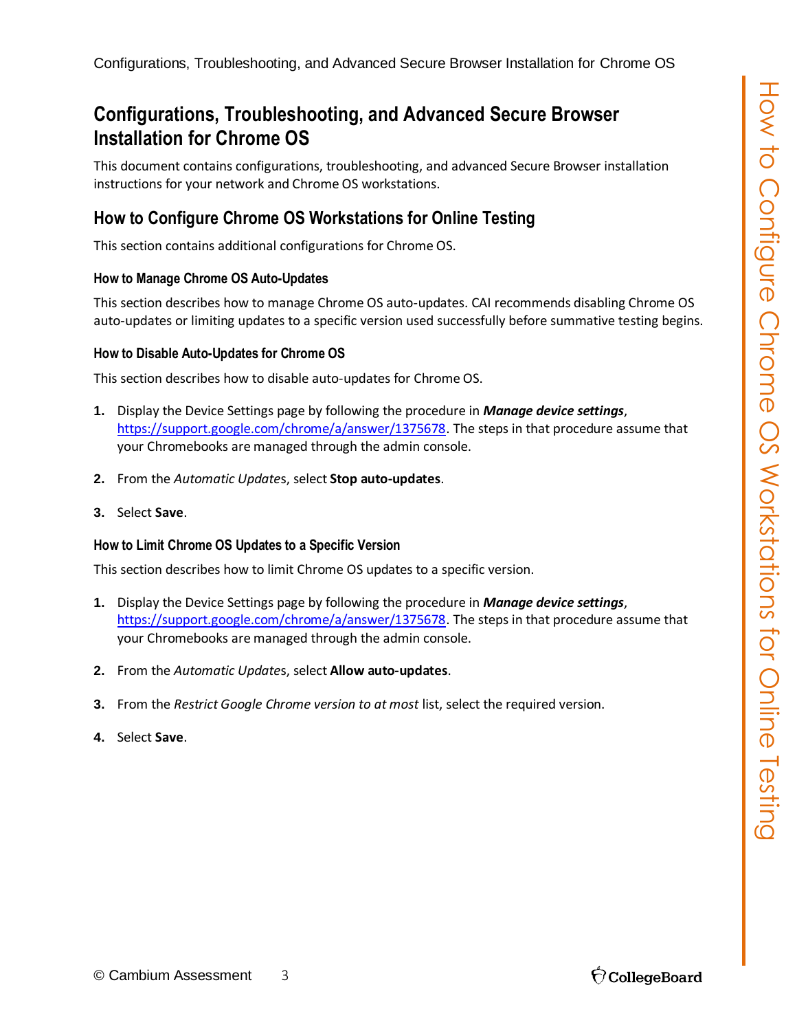# Configurations, Troubleshooting, and Advanced Secure Browser Installation for Chrome OS

This document contains configurations, troubleshooting, and advanced Secure Browser installation instructions for your network and Chrome OS workstations.

## How to Configure Chrome OS Workstations for Online Testing

This section contains additional configurations for Chrome OS.

### How to Manage Chrome OS Auto-Updates

This section describes how to manage Chrome OS auto-updates. CAI recommends disabling Chrome OS auto-updates or limiting updates to a specific version used successfully before summative testing begins.

### How to Disable Auto-Updates for Chrome OS

This section describes how to disable auto-updates for Chrome OS.

1. Display the Device Settings page by following the procedure in ***Manage device settings***, https://support.google.com/chrome/a/answer/1375678. The steps in that procedure assume that your Chromebooks are managed through the admin console.
2. From the *Automatic Update*s, select **Stop auto-updates**.
3. Select **Save**.

### How to Limit Chrome OS Updates to a Specific Version

This section describes how to limit Chrome OS updates to a specific version.

1. Display the Device Settings page by following the procedure in ***Manage device settings***, https://support.google.com/chrome/a/answer/1375678. The steps in that procedure assume that your Chromebooks are managed through the admin console.
2. From the *Automatic Update*s, select **Allow auto-updates**.
3. From the *Restrict Google Chrome version to at most* list, select the required version.
4. Select **Save**.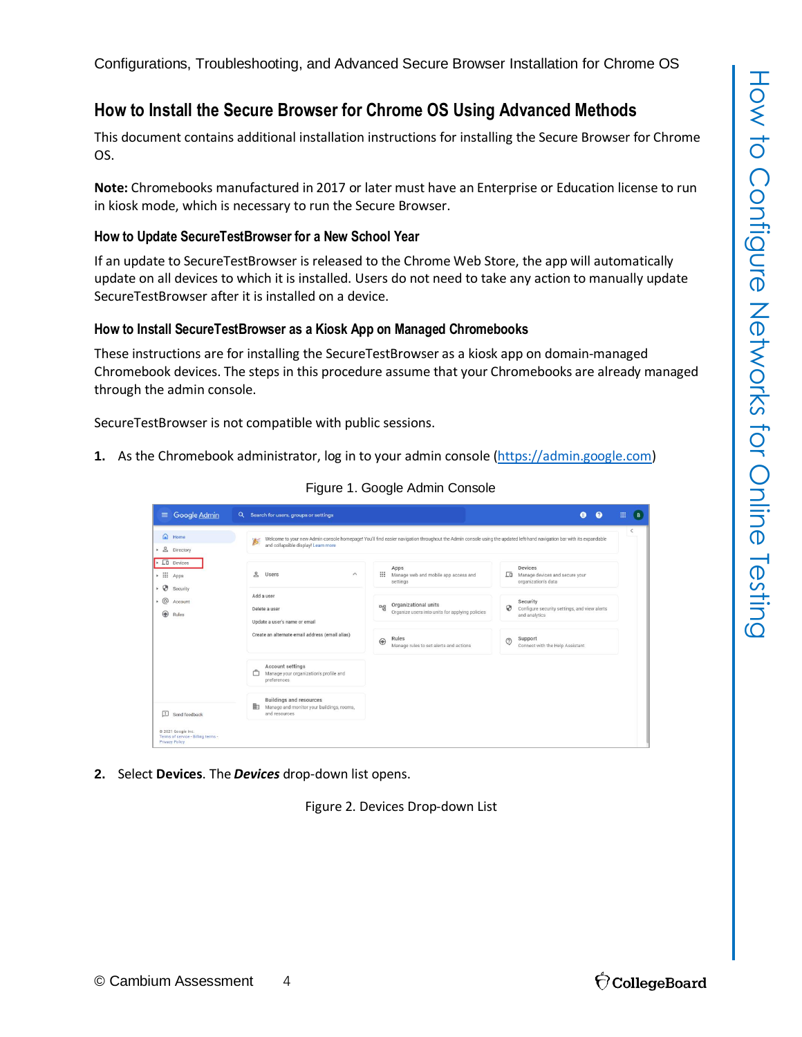## How to Install the Secure Browser for Chrome OS Using Advanced Methods

This document contains additional installation instructions for installing the Secure Browser for Chrome OS.

**Note:** Chromebooks manufactured in 2017 or later must have an Enterprise or Education license to run in kiosk mode, which is necessary to run the Secure Browser.

### How to Update SecureTestBrowser for a New School Year

If an update to SecureTestBrowser is released to the Chrome Web Store, the app will automatically update on all devices to which it is installed. Users do not need to take any action to manually update SecureTestBrowser after it is installed on a device.

### How to Install SecureTestBrowser as a Kiosk App on Managed Chromebooks

These instructions are for installing the SecureTestBrowser as a kiosk app on domain-managed Chromebook devices. The steps in this procedure assume that your Chromebooks are already managed through the admin console.

SecureTestBrowser is not compatible with public sessions.

1. As the Chromebook administrator, log in to your admin console (https://admin.google.com)

Figure 1. Google Admin Console

2. Select **Devices**. The ***Devices*** drop-down list opens.

Figure 2. Devices Drop-down List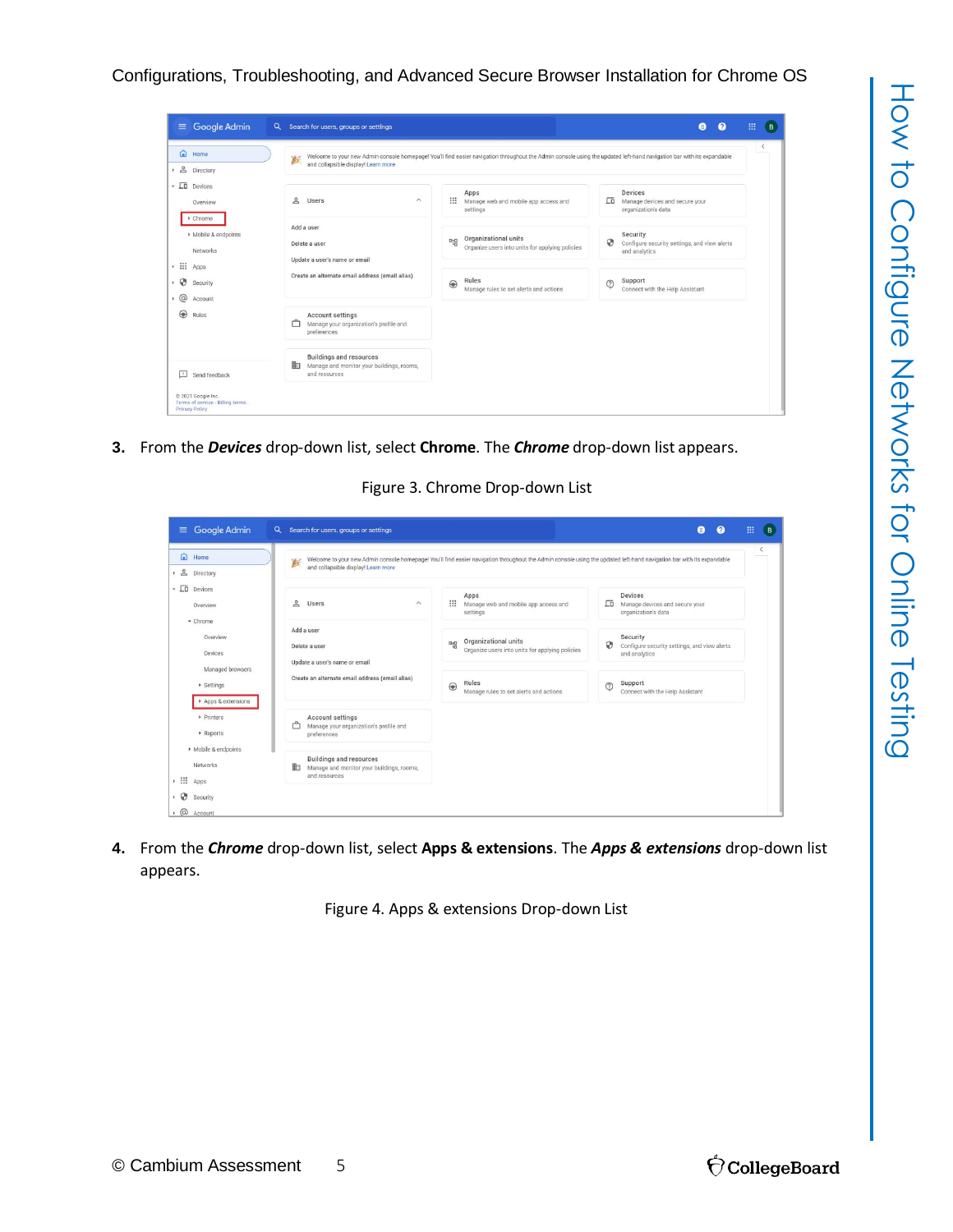**3.** From the ***Devices*** drop-down list, select **Chrome**. The ***Chrome*** drop-down list appears.

Figure 3. Chrome Drop-down List

**4.** From the ***Chrome*** drop-down list, select **Apps & extensions**. The ***Apps & extensions*** drop-down list appears.

Figure 4. Apps & extensions Drop-down List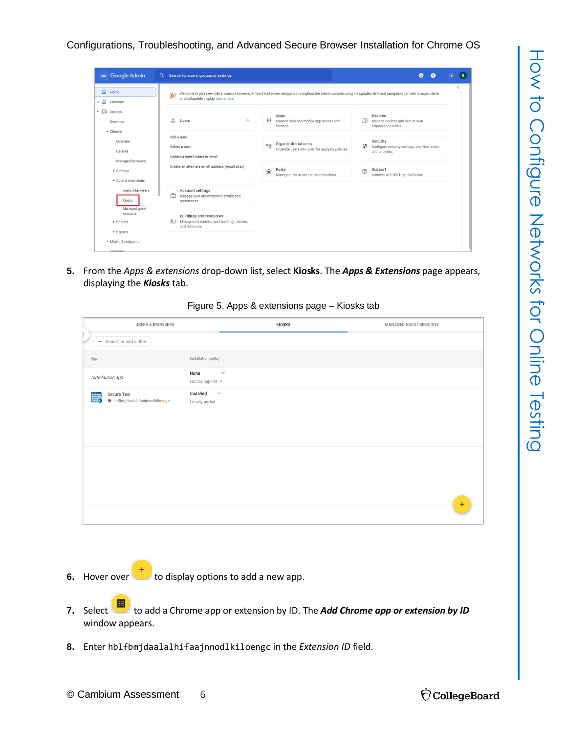5. From the *Apps & extensions* drop-down list, select **Kiosks**. The ***Apps & Extensions*** page appears, displaying the ***Kiosks*** tab.

Figure 5. Apps & extensions page – Kiosks tab

6. Hover over + to display options to add a new app.

7. Select to add a Chrome app or extension by ID. The ***Add Chrome app or extension by ID*** window appears.

8. Enter `hblfbmjdaalalhifaajnnodlkiloengc` in the *Extension ID* field.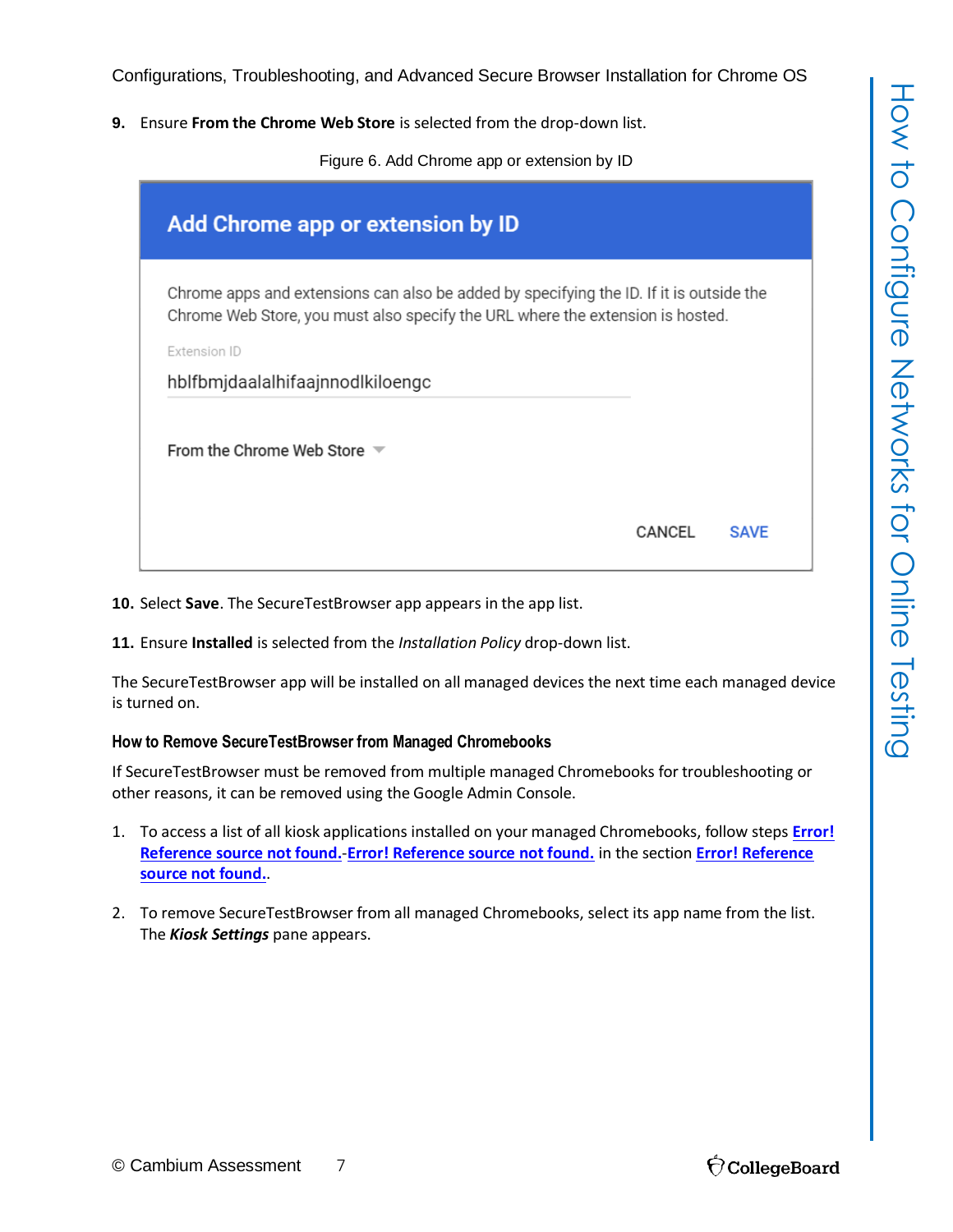9. Ensure **From the Chrome Web Store** is selected from the drop-down list.

Figure 6. Add Chrome app or extension by ID

**Add Chrome app or extension by ID**

Chrome apps and extensions can also be added by specifying the ID. If it is outside the Chrome Web Store, you must also specify the URL where the extension is hosted.

Extension ID

hblfbmjdaalalhifaajnnodlkiloengc

From the Chrome Web Store

CANCEL SAVE

10. Select **Save**. The SecureTestBrowser app appears in the app list.

11. Ensure **Installed** is selected from the *Installation Policy* drop-down list.

The SecureTestBrowser app will be installed on all managed devices the next time each managed device is turned on.

### How to Remove SecureTestBrowser from Managed Chromebooks

If SecureTestBrowser must be removed from multiple managed Chromebooks for troubleshooting or other reasons, it can be removed using the Google Admin Console.

1. To access a list of all kiosk applications installed on your managed Chromebooks, follow steps **Error! Reference source not found.**-**Error! Reference source not found.** in the section **Error! Reference source not found.**.

2. To remove SecureTestBrowser from all managed Chromebooks, select its app name from the list. The ***Kiosk Settings*** pane appears.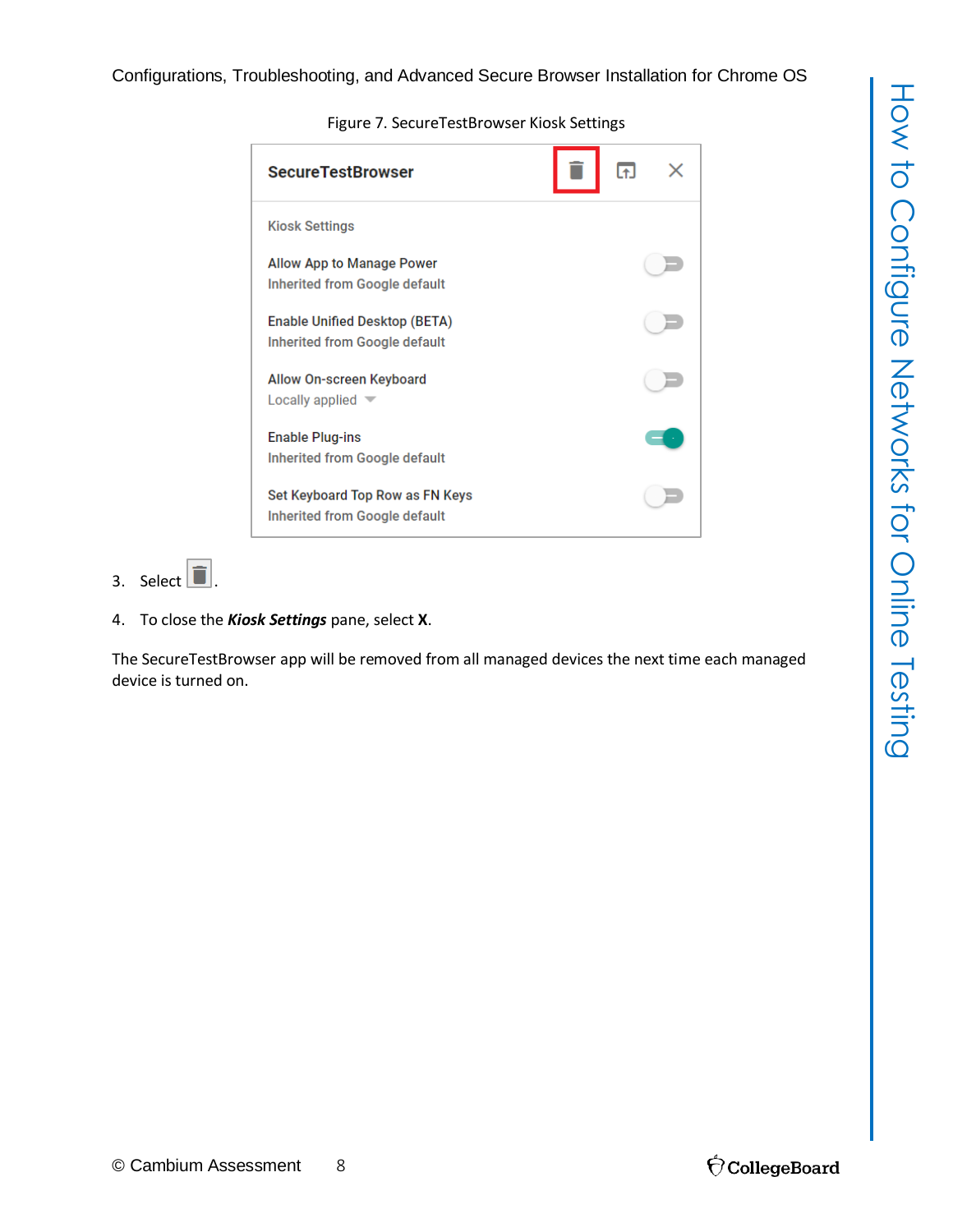Figure 7. SecureTestBrowser Kiosk Settings

3. Select [trash icon].
4. To close the ***Kiosk Settings*** pane, select **X**.

The SecureTestBrowser app will be removed from all managed devices the next time each managed device is turned on.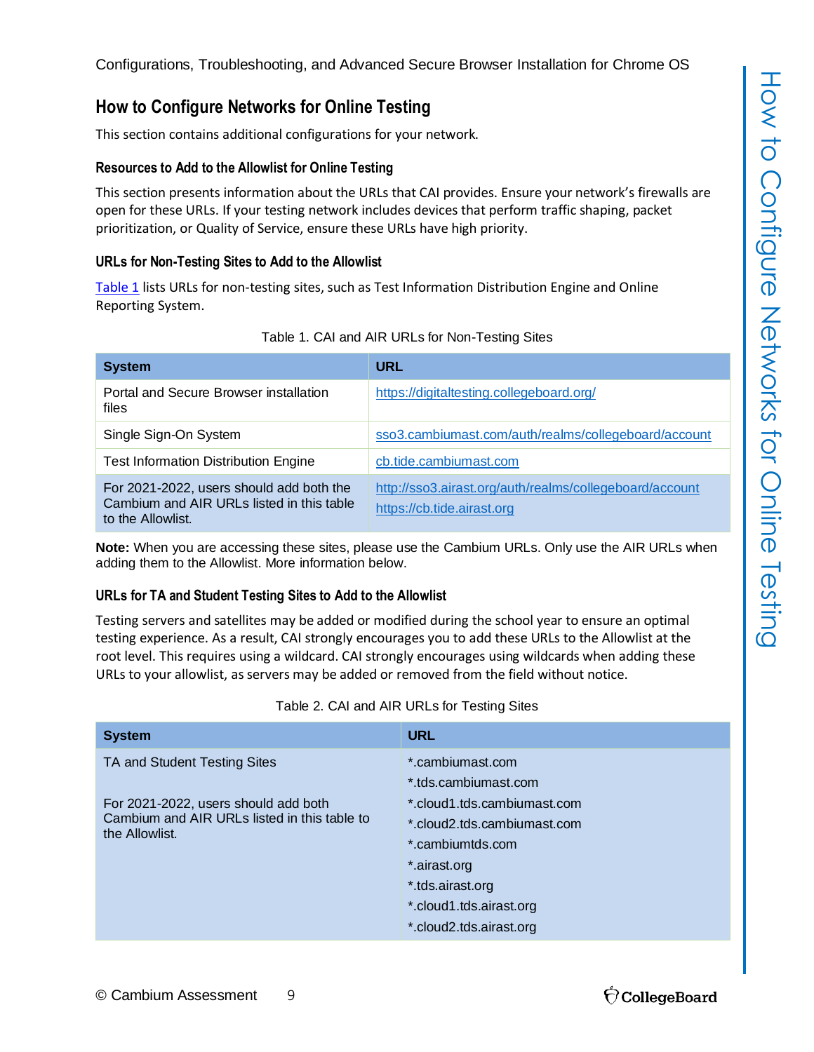## How to Configure Networks for Online Testing

This section contains additional configurations for your network.

### Resources to Add to the Allowlist for Online Testing

This section presents information about the URLs that CAI provides. Ensure your network's firewalls are open for these URLs. If your testing network includes devices that perform traffic shaping, packet prioritization, or Quality of Service, ensure these URLs have high priority.

### URLs for Non-Testing Sites to Add to the Allowlist

Table 1 lists URLs for non-testing sites, such as Test Information Distribution Engine and Online Reporting System.

Table 1. CAI and AIR URLs for Non-Testing Sites

| System | URL |
|---|---|
| Portal and Secure Browser installation files | https://digitaltesting.collegeboard.org/ |
| Single Sign-On System | sso3.cambiumast.com/auth/realms/collegeboard/account |
| Test Information Distribution Engine | cb.tide.cambiumast.com |
| For 2021-2022, users should add both the Cambium and AIR URLs listed in this table to the Allowlist. | http://sso3.airast.org/auth/realms/collegeboard/account<br>https://cb.tide.airast.org |

**Note:** When you are accessing these sites, please use the Cambium URLs. Only use the AIR URLs when adding them to the Allowlist. More information below.

### URLs for TA and Student Testing Sites to Add to the Allowlist

Testing servers and satellites may be added or modified during the school year to ensure an optimal testing experience. As a result, CAI strongly encourages you to add these URLs to the Allowlist at the root level. This requires using a wildcard. CAI strongly encourages using wildcards when adding these URLs to your allowlist, as servers may be added or removed from the field without notice.

Table 2. CAI and AIR URLs for Testing Sites

| System | URL |
|---|---|
| TA and Student Testing Sites<br><br>For 2021-2022, users should add both Cambium and AIR URLs listed in this table to the Allowlist. | *.cambiumast.com<br>*.tds.cambiumast.com<br>*.cloud1.tds.cambiumast.com<br>*.cloud2.tds.cambiumast.com<br>*.cambiumtds.com<br>*.airast.org<br>*.tds.airast.org<br>*.cloud1.tds.airast.org<br>*.cloud2.tds.airast.org |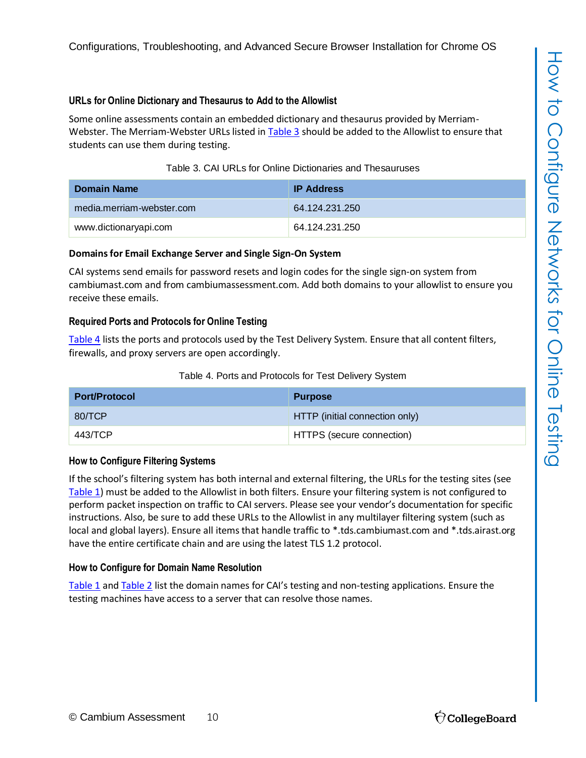### URLs for Online Dictionary and Thesaurus to Add to the Allowlist

Some online assessments contain an embedded dictionary and thesaurus provided by Merriam-Webster. The Merriam-Webster URLs listed in Table 3 should be added to the Allowlist to ensure that students can use them during testing.

Table 3. CAI URLs for Online Dictionaries and Thesauruses

| Domain Name | IP Address |
|---|---|
| media.merriam-webster.com | 64.124.231.250 |
| www.dictionaryapi.com | 64.124.231.250 |

### Domains for Email Exchange Server and Single Sign-On System

CAI systems send emails for password resets and login codes for the single sign-on system from cambiumast.com and from cambiumassessment.com. Add both domains to your allowlist to ensure you receive these emails.

### Required Ports and Protocols for Online Testing

Table 4 lists the ports and protocols used by the Test Delivery System. Ensure that all content filters, firewalls, and proxy servers are open accordingly.

Table 4. Ports and Protocols for Test Delivery System

| Port/Protocol | Purpose |
|---|---|
| 80/TCP | HTTP (initial connection only) |
| 443/TCP | HTTPS (secure connection) |

### How to Configure Filtering Systems

If the school's filtering system has both internal and external filtering, the URLs for the testing sites (see Table 1) must be added to the Allowlist in both filters. Ensure your filtering system is not configured to perform packet inspection on traffic to CAI servers. Please see your vendor's documentation for specific instructions. Also, be sure to add these URLs to the Allowlist in any multilayer filtering system (such as local and global layers). Ensure all items that handle traffic to *.tds.cambiumast.com and *.tds.airast.org have the entire certificate chain and are using the latest TLS 1.2 protocol.

### How to Configure for Domain Name Resolution

Table 1 and Table 2 list the domain names for CAI's testing and non-testing applications. Ensure the testing machines have access to a server that can resolve those names.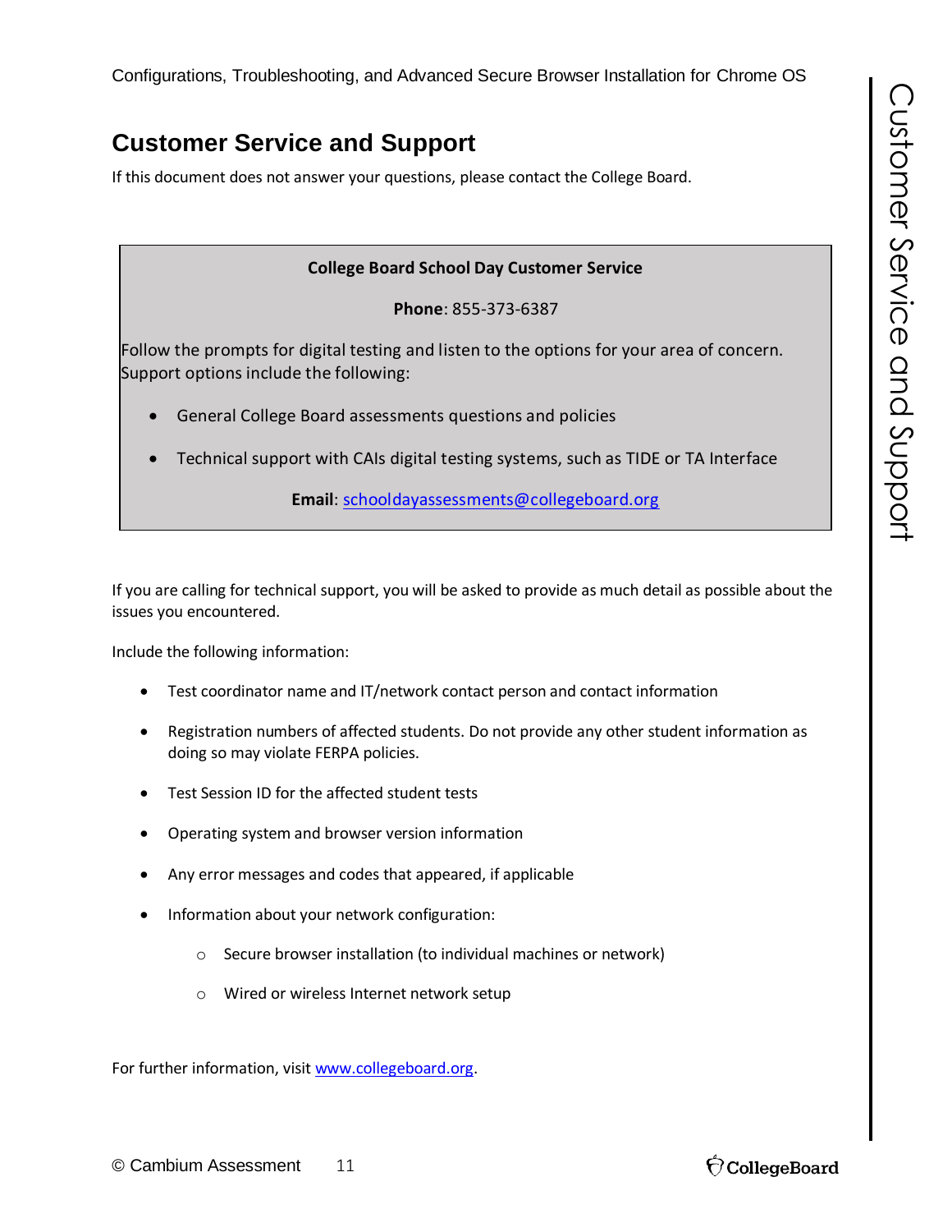## Customer Service and Support

If this document does not answer your questions, please contact the College Board.

> **College Board School Day Customer Service**
>
> **Phone**: 855-373-6387
>
> Follow the prompts for digital testing and listen to the options for your area of concern. Support options include the following:
>
> - General College Board assessments questions and policies
> - Technical support with CAIs digital testing systems, such as TIDE or TA Interface
>
> **Email**: schooldayassessments@collegeboard.org

If you are calling for technical support, you will be asked to provide as much detail as possible about the issues you encountered.

Include the following information:

- Test coordinator name and IT/network contact person and contact information
- Registration numbers of affected students. Do not provide any other student information as doing so may violate FERPA policies.
- Test Session ID for the affected student tests
- Operating system and browser version information
- Any error messages and codes that appeared, if applicable
- Information about your network configuration:
  - Secure browser installation (to individual machines or network)
  - Wired or wireless Internet network setup

For further information, visit www.collegeboard.org.